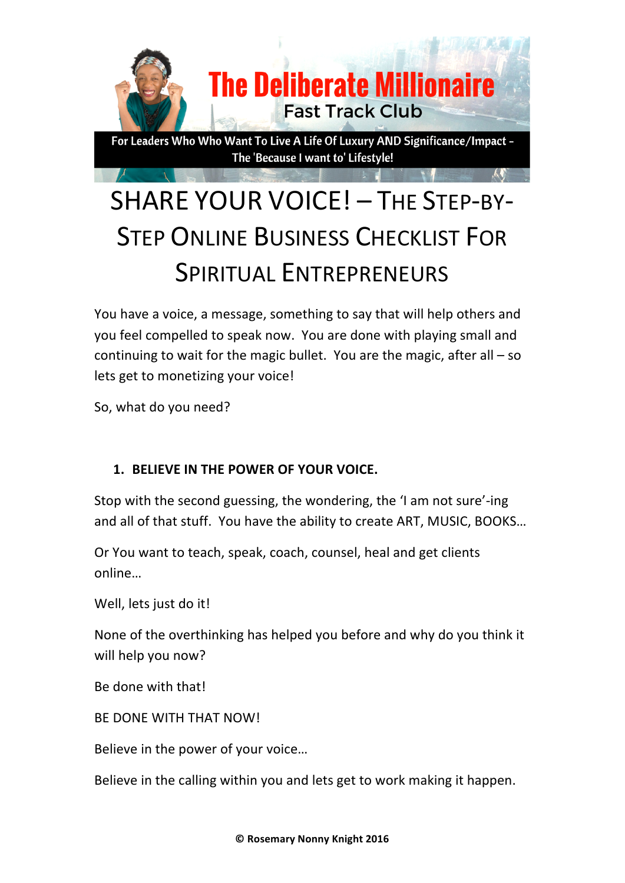The Deliberate Millionaire

Fast Track Club

**For Leaders Who Who Want To Live A Life Of Luxury AND Significance/Impact – The 'Because I want to' Lifestyle!**

# SHARE YOUR VOICE! – THE STEP-BY-STEP ONLINE BUSINESS CHECKLIST FOR SPIRITUAL ENTREPRENEURS

You have a voice, a message, something to say that will help others and you feel compelled to speak now. You are done with playing small and continuing to wait for the magic bullet. You are the magic, after all – so lets get to monetizing your voice!

So, what do you need?

1. **BELIEVE IN THE POWER OF YOUR VOICE.**

Stop with the second guessing, the wondering, the 'I am not sure'-ing and all of that stuff. You have the ability to create ART, MUSIC, BOOKS…

Or You want to teach, speak, coach, counsel, heal and get clients online…

Well, lets just do it!

None of the overthinking has helped you before and why do you think it will help you now?

Be done with that!

BE DONE WITH THAT NOW!

Believe in the power of your voice…

Believe in the calling within you and lets get to work making it happen.

**© Rosemary Nonny Knight 2016**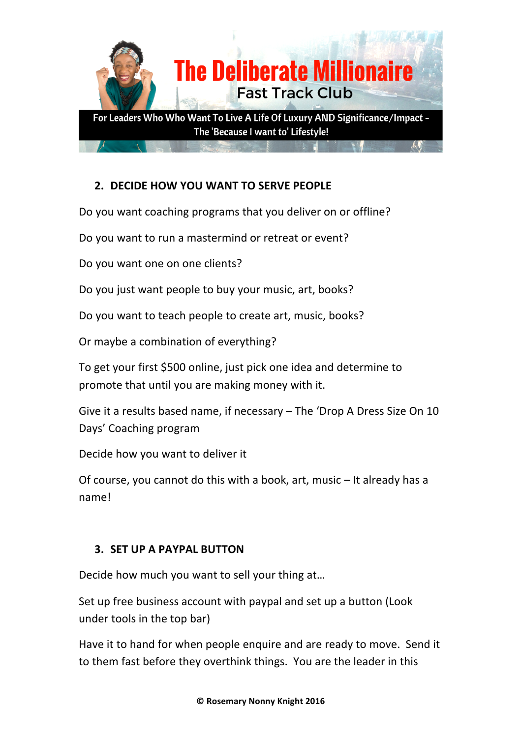# The Deliberate Millionaire

## Fast Track Club

**For Leaders Who Who Want To Live A Life Of Luxury AND Significance/Impact – The 'Because I want to' Lifestyle!**

## 2. DECIDE HOW YOU WANT TO SERVE PEOPLE

Do you want coaching programs that you deliver on or offline?

Do you want to run a mastermind or retreat or event?

Do you want one on one clients?

Do you just want people to buy your music, art, books?

Do you want to teach people to create art, music, books?

Or maybe a combination of everything?

To get your first $500 online, just pick one idea and determine to promote that until you are making money with it.

Give it a results based name, if necessary – The 'Drop A Dress Size On 10 Days' Coaching program

Decide how you want to deliver it

Of course, you cannot do this with a book, art, music – It already has a name!

## 3. SET UP A PAYPAL BUTTON

Decide how much you want to sell your thing at…

Set up free business account with paypal and set up a button (Look under tools in the top bar)

Have it to hand for when people enquire and are ready to move. Send it to them fast before they overthink things. You are the leader in this

**© Rosemary Nonny Knight 2016**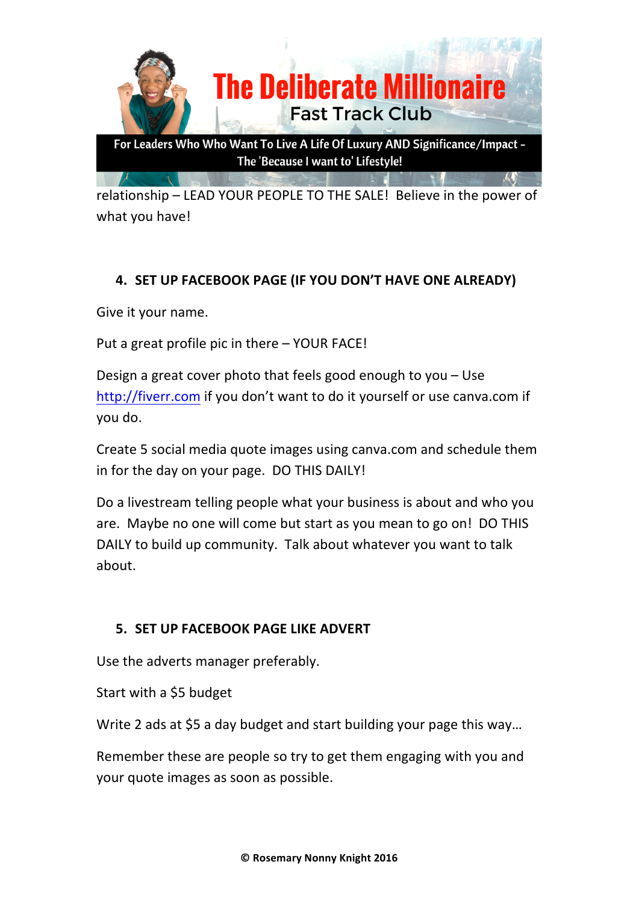relationship – LEAD YOUR PEOPLE TO THE SALE! Believe in the power of what you have!

## 4. SET UP FACEBOOK PAGE (IF YOU DON'T HAVE ONE ALREADY)

Give it your name.

Put a great profile pic in there – YOUR FACE!

Design a great cover photo that feels good enough to you – Use http://fiverr.com if you don't want to do it yourself or use canva.com if you do.

Create 5 social media quote images using canva.com and schedule them in for the day on your page. DO THIS DAILY!

Do a livestream telling people what your business is about and who you are. Maybe no one will come but start as you mean to go on! DO THIS DAILY to build up community. Talk about whatever you want to talk about.

## 5. SET UP FACEBOOK PAGE LIKE ADVERT

Use the adverts manager preferably.

Start with a $5 budget

Write 2 ads at $5 a day budget and start building your page this way…

Remember these are people so try to get them engaging with you and your quote images as soon as possible.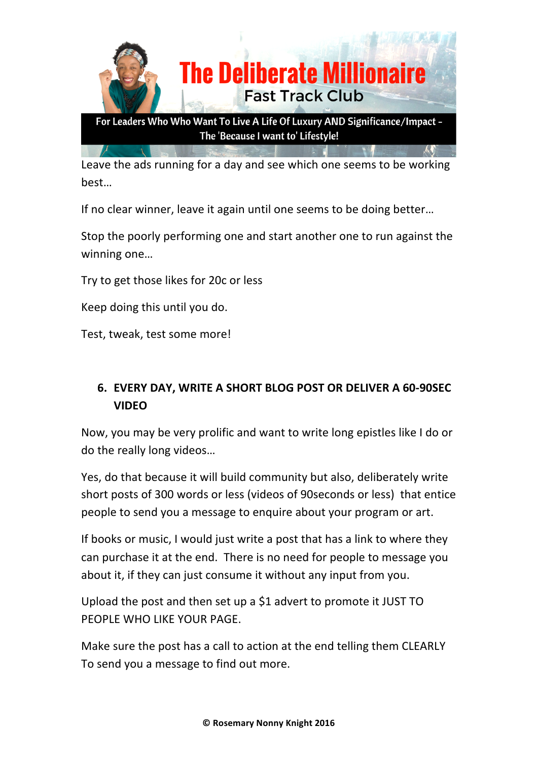Leave the ads running for a day and see which one seems to be working best…

If no clear winner, leave it again until one seems to be doing better…

Stop the poorly performing one and start another one to run against the winning one…

Try to get those likes for 20c or less

Keep doing this until you do.

Test, tweak, test some more!

## 6. EVERY DAY, WRITE A SHORT BLOG POST OR DELIVER A 60-90SEC VIDEO

Now, you may be very prolific and want to write long epistles like I do or do the really long videos…

Yes, do that because it will build community but also, deliberately write short posts of 300 words or less (videos of 90seconds or less) that entice people to send you a message to enquire about your program or art.

If books or music, I would just write a post that has a link to where they can purchase it at the end. There is no need for people to message you about it, if they can just consume it without any input from you.

Upload the post and then set up a $1 advert to promote it JUST TO PEOPLE WHO LIKE YOUR PAGE.

Make sure the post has a call to action at the end telling them CLEARLY To send you a message to find out more.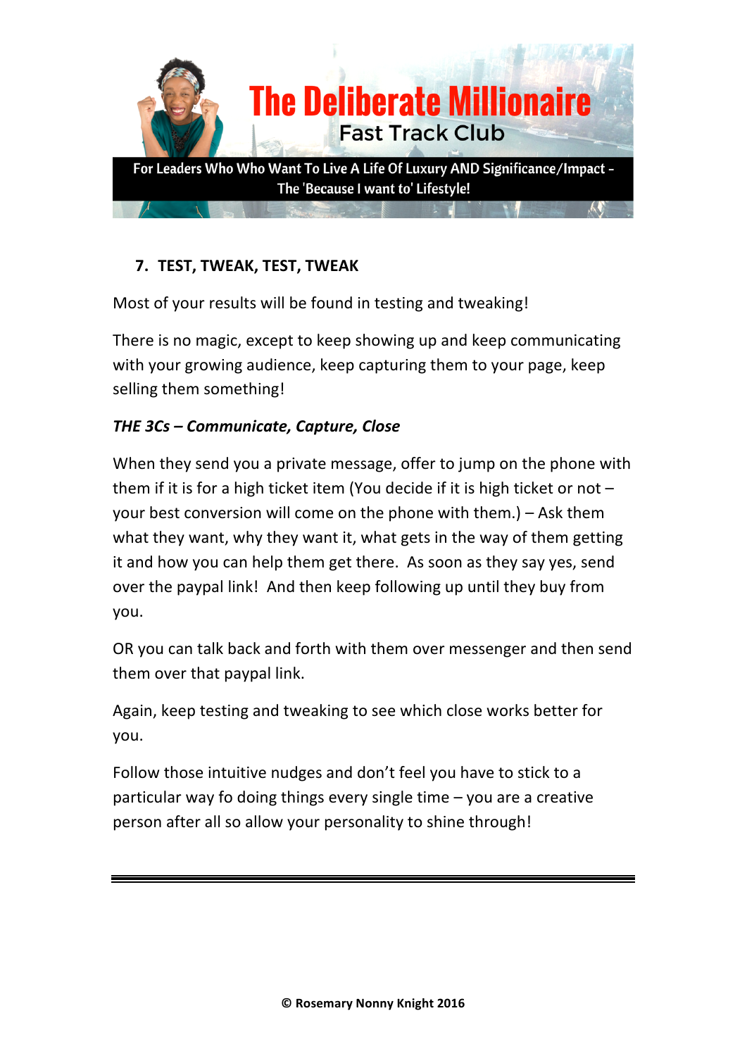## 7. TEST, TWEAK, TEST, TWEAK

Most of your results will be found in testing and tweaking!

There is no magic, except to keep showing up and keep communicating with your growing audience, keep capturing them to your page, keep selling them something!

***THE 3Cs – Communicate, Capture, Close***

When they send you a private message, offer to jump on the phone with them if it is for a high ticket item (You decide if it is high ticket or not – your best conversion will come on the phone with them.) – Ask them what they want, why they want it, what gets in the way of them getting it and how you can help them get there. As soon as they say yes, send over the paypal link! And then keep following up until they buy from you.

OR you can talk back and forth with them over messenger and then send them over that paypal link.

Again, keep testing and tweaking to see which close works better for you.

Follow those intuitive nudges and don't feel you have to stick to a particular way fo doing things every single time – you are a creative person after all so allow your personality to shine through!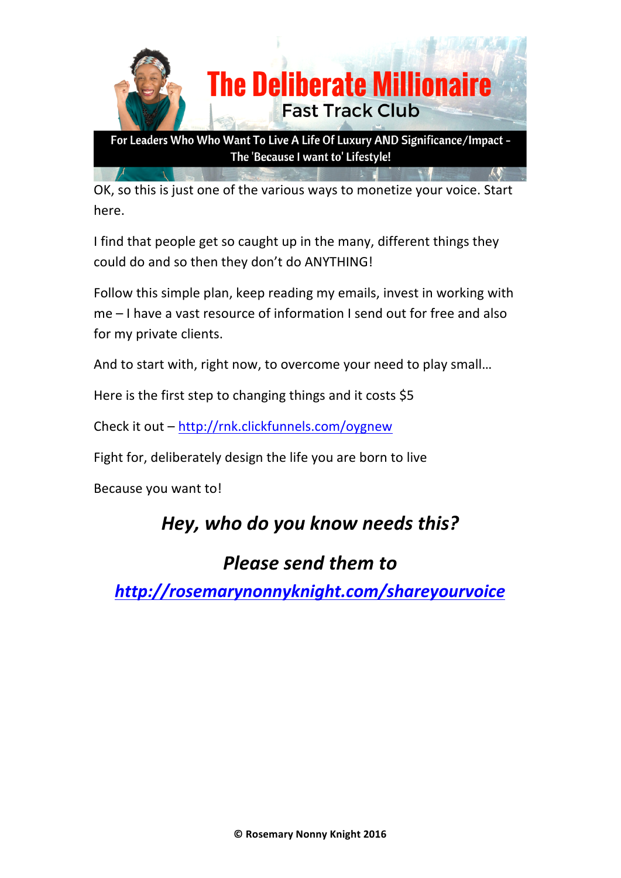# The Deliberate Millionaire

## Fast Track Club

**For Leaders Who Who Want To Live A Life Of Luxury AND Significance/Impact – The 'Because I want to' Lifestyle!**

OK, so this is just one of the various ways to monetize your voice. Start here.

I find that people get so caught up in the many, different things they could do and so then they don't do ANYTHING!

Follow this simple plan, keep reading my emails, invest in working with me – I have a vast resource of information I send out for free and also for my private clients.

And to start with, right now, to overcome your need to play small…

Here is the first step to changing things and it costs $5

Check it out – http://rnk.clickfunnels.com/oygnew

Fight for, deliberately design the life you are born to live

Because you want to!

***Hey, who do you know needs this?***

***Please send them to***

***http://rosemarynonnyknight.com/shareyourvoice***

**© Rosemary Nonny Knight 2016**